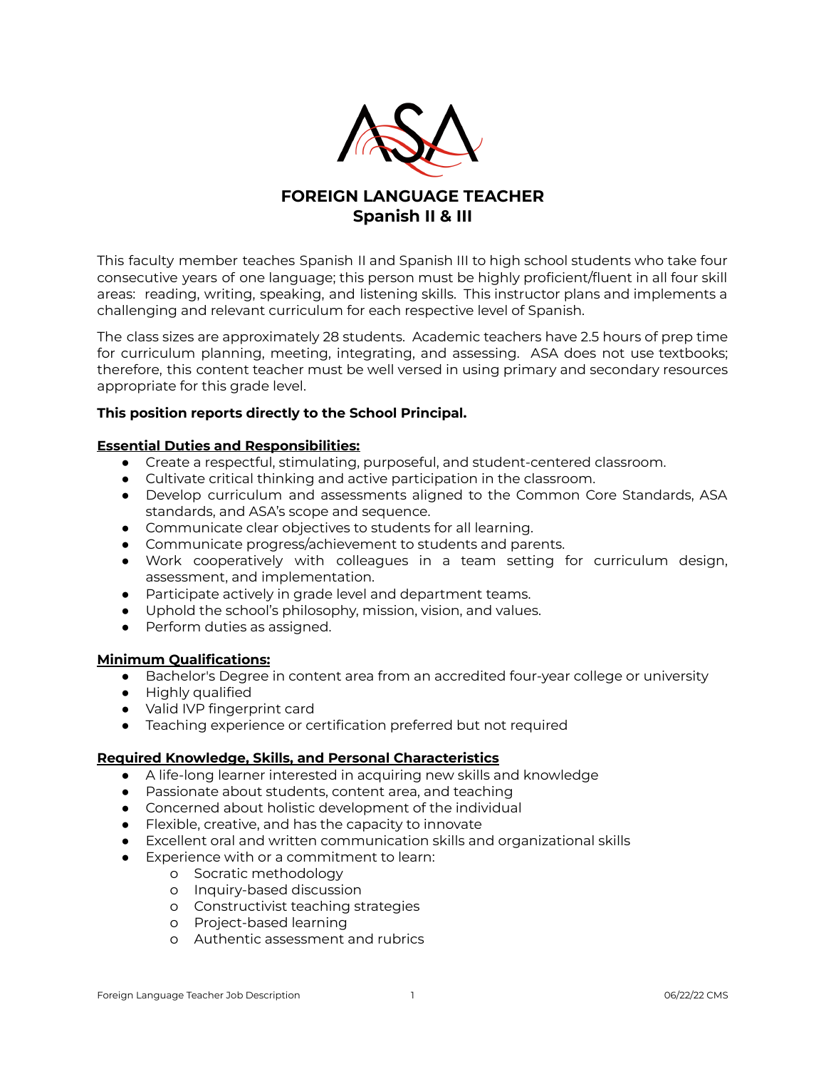# FOREIGN LANGUAGE TEACHER
## Spanish II & III

This faculty member teaches Spanish II and Spanish III to high school students who take four consecutive years of one language; this person must be highly proficient/fluent in all four skill areas: reading, writing, speaking, and listening skills. This instructor plans and implements a challenging and relevant curriculum for each respective level of Spanish.

The class sizes are approximately 28 students. Academic teachers have 2.5 hours of prep time for curriculum planning, meeting, integrating, and assessing. ASA does not use textbooks; therefore, this content teacher must be well versed in using primary and secondary resources appropriate for this grade level.

**This position reports directly to the School Principal.**

**Essential Duties and Responsibilities:**

- Create a respectful, stimulating, purposeful, and student-centered classroom.
- Cultivate critical thinking and active participation in the classroom.
- Develop curriculum and assessments aligned to the Common Core Standards, ASA standards, and ASA's scope and sequence.
- Communicate clear objectives to students for all learning.
- Communicate progress/achievement to students and parents.
- Work cooperatively with colleagues in a team setting for curriculum design, assessment, and implementation.
- Participate actively in grade level and department teams.
- Uphold the school's philosophy, mission, vision, and values.
- Perform duties as assigned.

**Minimum Qualifications:**

- Bachelor's Degree in content area from an accredited four-year college or university
- Highly qualified
- Valid IVP fingerprint card
- Teaching experience or certification preferred but not required

**Required Knowledge, Skills, and Personal Characteristics**

- A life-long learner interested in acquiring new skills and knowledge
- Passionate about students, content area, and teaching
- Concerned about holistic development of the individual
- Flexible, creative, and has the capacity to innovate
- Excellent oral and written communication skills and organizational skills
- Experience with or a commitment to learn:
  - Socratic methodology
  - Inquiry-based discussion
  - Constructivist teaching strategies
  - Project-based learning
  - Authentic assessment and rubrics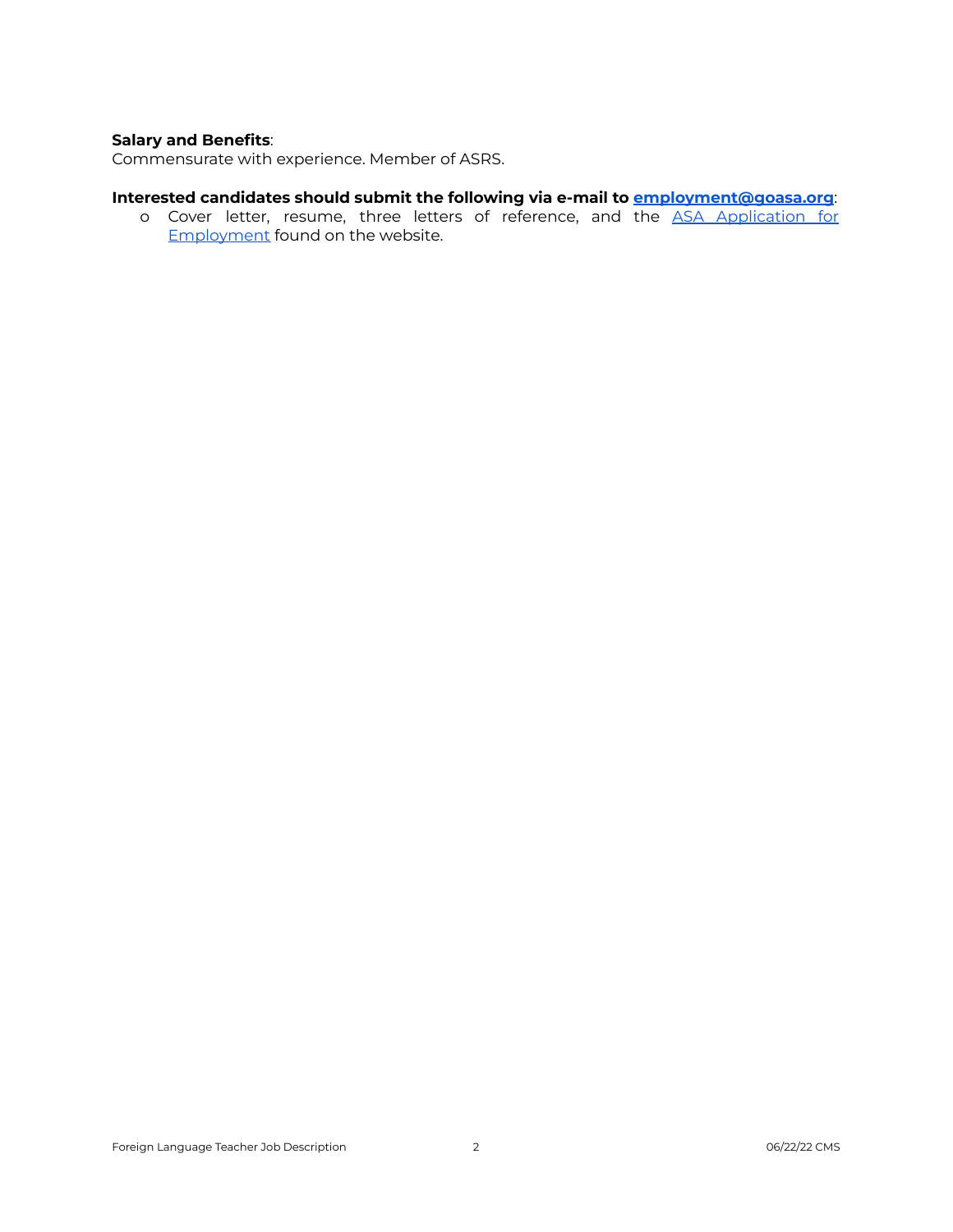**Salary and Benefits**:
Commensurate with experience. Member of ASRS.

**Interested candidates should submit the following via e-mail to employment@goasa.org**:

- Cover letter, resume, three letters of reference, and the ASA Application for Employment found on the website.